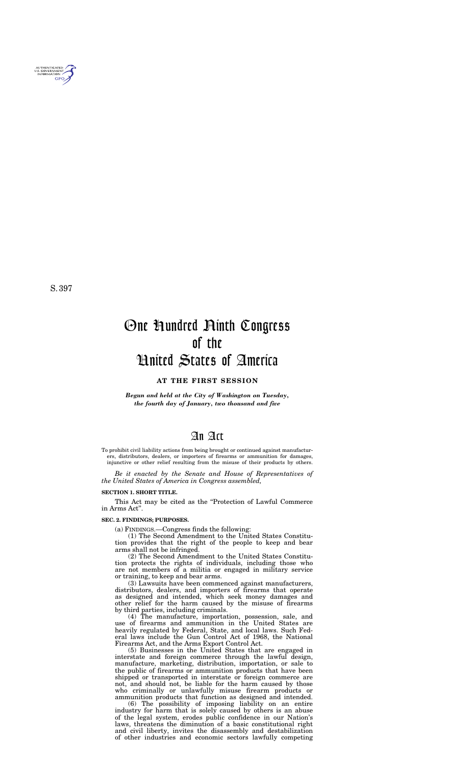S. 397

# One Hundred Ninth Congress of the United States of America

**AT THE FIRST SESSION**

***Begun and held at the City of Washington on Tuesday, the fourth day of January, two thousand and five***

# An Act

To prohibit civil liability actions from being brought or continued against manufacturers, distributors, dealers, or importers of firearms or ammunition for damages, injunctive or other relief resulting from the misuse of their products by others.

*Be it enacted by the Senate and House of Representatives of the United States of America in Congress assembled,*

**SECTION 1. SHORT TITLE.**

This Act may be cited as the "Protection of Lawful Commerce in Arms Act".

**SEC. 2. FINDINGS; PURPOSES.**

(a) FINDINGS.—Congress finds the following:

(1) The Second Amendment to the United States Constitution provides that the right of the people to keep and bear arms shall not be infringed.

(2) The Second Amendment to the United States Constitution protects the rights of individuals, including those who are not members of a militia or engaged in military service or training, to keep and bear arms.

(3) Lawsuits have been commenced against manufacturers, distributors, dealers, and importers of firearms that operate as designed and intended, which seek money damages and other relief for the harm caused by the misuse of firearms by third parties, including criminals.

(4) The manufacture, importation, possession, sale, and use of firearms and ammunition in the United States are heavily regulated by Federal, State, and local laws. Such Federal laws include the Gun Control Act of 1968, the National Firearms Act, and the Arms Export Control Act.

(5) Businesses in the United States that are engaged in interstate and foreign commerce through the lawful design, manufacture, marketing, distribution, importation, or sale to the public of firearms or ammunition products that have been shipped or transported in interstate or foreign commerce are not, and should not, be liable for the harm caused by those who criminally or unlawfully misuse firearm products or ammunition products that function as designed and intended.

(6) The possibility of imposing liability on an entire industry for harm that is solely caused by others is an abuse of the legal system, erodes public confidence in our Nation's laws, threatens the diminution of a basic constitutional right and civil liberty, invites the disassembly and destabilization of other industries and economic sectors lawfully competing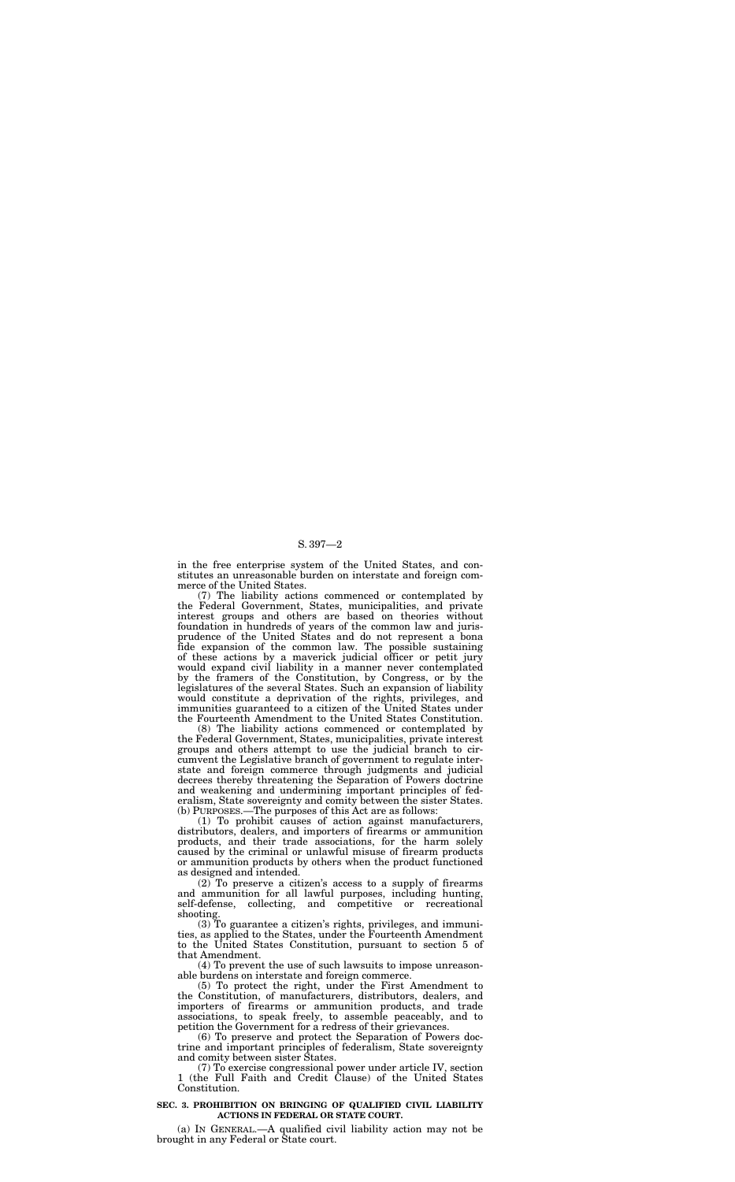in the free enterprise system of the United States, and constitutes an unreasonable burden on interstate and foreign commerce of the United States.

(7) The liability actions commenced or contemplated by the Federal Government, States, municipalities, and private interest groups and others are based on theories without foundation in hundreds of years of the common law and jurisprudence of the United States and do not represent a bona fide expansion of the common law. The possible sustaining of these actions by a maverick judicial officer or petit jury would expand civil liability in a manner never contemplated by the framers of the Constitution, by Congress, or by the legislatures of the several States. Such an expansion of liability would constitute a deprivation of the rights, privileges, and immunities guaranteed to a citizen of the United States under the Fourteenth Amendment to the United States Constitution.

(8) The liability actions commenced or contemplated by the Federal Government, States, municipalities, private interest groups and others attempt to use the judicial branch to circumvent the Legislative branch of government to regulate interstate and foreign commerce through judgments and judicial decrees thereby threatening the Separation of Powers doctrine and weakening and undermining important principles of federalism, State sovereignty and comity between the sister States.

(b) PURPOSES.—The purposes of this Act are as follows:

(1) To prohibit causes of action against manufacturers, distributors, dealers, and importers of firearms or ammunition products, and their trade associations, for the harm solely caused by the criminal or unlawful misuse of firearm products or ammunition products by others when the product functioned as designed and intended.

(2) To preserve a citizen's access to a supply of firearms and ammunition for all lawful purposes, including hunting, self-defense, collecting, and competitive or recreational shooting.

(3) To guarantee a citizen's rights, privileges, and immunities, as applied to the States, under the Fourteenth Amendment to the United States Constitution, pursuant to section 5 of that Amendment.

(4) To prevent the use of such lawsuits to impose unreasonable burdens on interstate and foreign commerce.

(5) To protect the right, under the First Amendment to the Constitution, of manufacturers, distributors, dealers, and importers of firearms or ammunition products, and trade associations, to speak freely, to assemble peaceably, and to petition the Government for a redress of their grievances.

(6) To preserve and protect the Separation of Powers doctrine and important principles of federalism, State sovereignty and comity between sister States.

(7) To exercise congressional power under article IV, section 1 (the Full Faith and Credit Clause) of the United States Constitution.

**SEC. 3. PROHIBITION ON BRINGING OF QUALIFIED CIVIL LIABILITY ACTIONS IN FEDERAL OR STATE COURT.**

(a) IN GENERAL.—A qualified civil liability action may not be brought in any Federal or State court.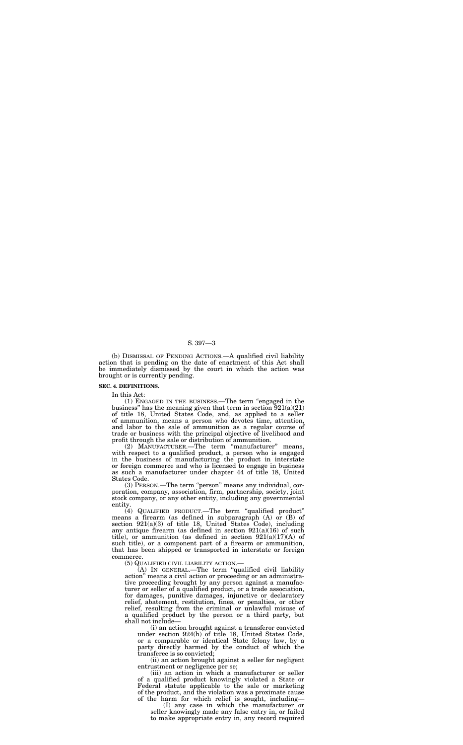(b) DISMISSAL OF PENDING ACTIONS.—A qualified civil liability action that is pending on the date of enactment of this Act shall be immediately dismissed by the court in which the action was brought or is currently pending.

**SEC. 4. DEFINITIONS.**

In this Act:

(1) ENGAGED IN THE BUSINESS.—The term "engaged in the business" has the meaning given that term in section 921(a)(21) of title 18, United States Code, and, as applied to a seller of ammunition, means a person who devotes time, attention, and labor to the sale of ammunition as a regular course of trade or business with the principal objective of livelihood and profit through the sale or distribution of ammunition.

(2) MANUFACTURER.—The term "manufacturer" means, with respect to a qualified product, a person who is engaged in the business of manufacturing the product in interstate or foreign commerce and who is licensed to engage in business as such a manufacturer under chapter 44 of title 18, United States Code.

(3) PERSON.—The term "person" means any individual, corporation, company, association, firm, partnership, society, joint stock company, or any other entity, including any governmental entity.

(4) QUALIFIED PRODUCT.—The term "qualified product" means a firearm (as defined in subparagraph (A) or (B) of section 921(a)(3) of title 18, United States Code), including any antique firearm (as defined in section 921(a)(16) of such title), or ammunition (as defined in section 921(a)(17)(A) of such title), or a component part of a firearm or ammunition, that has been shipped or transported in interstate or foreign commerce.

(5) QUALIFIED CIVIL LIABILITY ACTION.—

(A) IN GENERAL.—The term "qualified civil liability action" means a civil action or proceeding or an administrative proceeding brought by any person against a manufacturer or seller of a qualified product, or a trade association, for damages, punitive damages, injunctive or declaratory relief, abatement, restitution, fines, or penalties, or other relief, resulting from the criminal or unlawful misuse of a qualified product by the person or a third party, but shall not include—

(i) an action brought against a transferor convicted under section 924(h) of title 18, United States Code, or a comparable or identical State felony law, by a party directly harmed by the conduct of which the transferee is so convicted;

(ii) an action brought against a seller for negligent entrustment or negligence per se;

(iii) an action in which a manufacturer or seller of a qualified product knowingly violated a State or Federal statute applicable to the sale or marketing of the product, and the violation was a proximate cause of the harm for which relief is sought, including—

(I) any case in which the manufacturer or seller knowingly made any false entry in, or failed to make appropriate entry in, any record required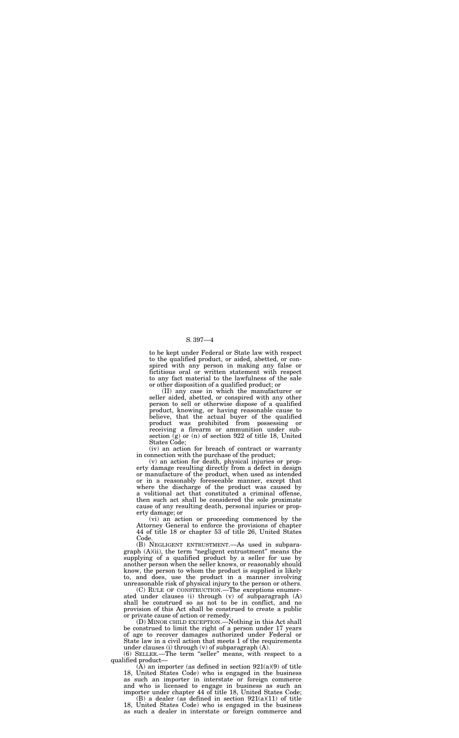to be kept under Federal or State law with respect to the qualified product, or aided, abetted, or conspired with any person in making any false or fictitious oral or written statement with respect to any fact material to the lawfulness of the sale or other disposition of a qualified product; or

(II) any case in which the manufacturer or seller aided, abetted, or conspired with any other person to sell or otherwise dispose of a qualified product, knowing, or having reasonable cause to believe, that the actual buyer of the qualified product was prohibited from possessing or receiving a firearm or ammunition under subsection (g) or (n) of section 922 of title 18, United States Code;

(iv) an action for breach of contract or warranty in connection with the purchase of the product;

(v) an action for death, physical injuries or property damage resulting directly from a defect in design or manufacture of the product, when used as intended or in a reasonably foreseeable manner, except that where the discharge of the product was caused by a volitional act that constituted a criminal offense, then such act shall be considered the sole proximate cause of any resulting death, personal injuries or property damage; or

(vi) an action or proceeding commenced by the Attorney General to enforce the provisions of chapter 44 of title 18 or chapter 53 of title 26, United States Code.

(B) NEGLIGENT ENTRUSTMENT.—As used in subparagraph (A)(ii), the term "negligent entrustment" means the supplying of a qualified product by a seller for use by another person when the seller knows, or reasonably should know, the person to whom the product is supplied is likely to, and does, use the product in a manner involving unreasonable risk of physical injury to the person or others.

(C) RULE OF CONSTRUCTION.—The exceptions enumerated under clauses (i) through (v) of subparagraph (A) shall be construed so as not to be in conflict, and no provision of this Act shall be construed to create a public or private cause of action or remedy.

(D) MINOR CHILD EXCEPTION.—Nothing in this Act shall be construed to limit the right of a person under 17 years of age to recover damages authorized under Federal or State law in a civil action that meets 1 of the requirements under clauses (i) through (v) of subparagraph (A).

(6) SELLER.—The term "seller" means, with respect to a qualified product—

(A) an importer (as defined in section 921(a)(9) of title 18, United States Code) who is engaged in the business as such an importer in interstate or foreign commerce and who is licensed to engage in business as such an importer under chapter 44 of title 18, United States Code;

(B) a dealer (as defined in section 921(a)(11) of title 18, United States Code) who is engaged in the business as such a dealer in interstate or foreign commerce and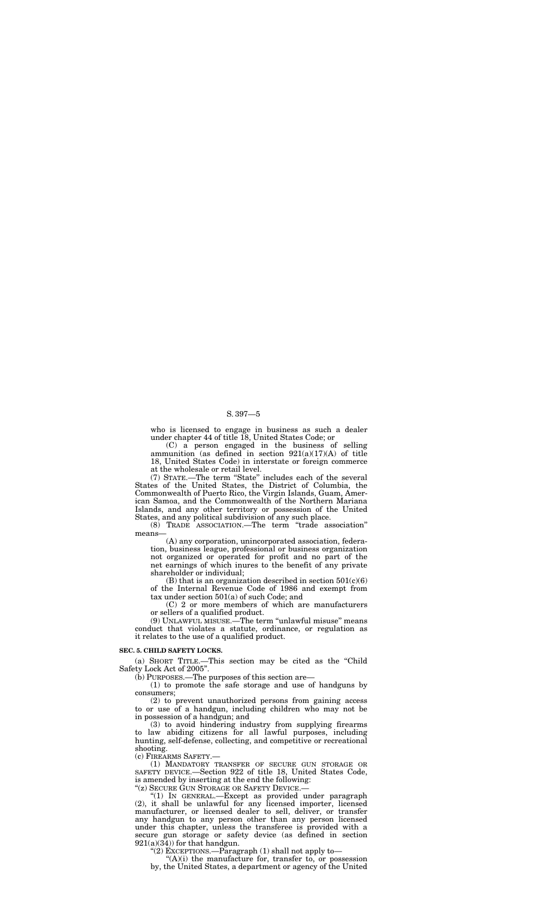who is licensed to engage in business as such a dealer under chapter 44 of title 18, United States Code; or

(C) a person engaged in the business of selling ammunition (as defined in section 921(a)(17)(A) of title 18, United States Code) in interstate or foreign commerce at the wholesale or retail level.

(7) STATE.—The term "State" includes each of the several States of the United States, the District of Columbia, the Commonwealth of Puerto Rico, the Virgin Islands, Guam, American Samoa, and the Commonwealth of the Northern Mariana Islands, and any other territory or possession of the United States, and any political subdivision of any such place.

(8) TRADE ASSOCIATION.—The term "trade association" means—

(A) any corporation, unincorporated association, federation, business league, professional or business organization not organized or operated for profit and no part of the net earnings of which inures to the benefit of any private shareholder or individual;

(B) that is an organization described in section 501(c)(6) of the Internal Revenue Code of 1986 and exempt from tax under section 501(a) of such Code; and

(C) 2 or more members of which are manufacturers or sellers of a qualified product.

(9) UNLAWFUL MISUSE.—The term "unlawful misuse" means conduct that violates a statute, ordinance, or regulation as it relates to the use of a qualified product.

**SEC. 5. CHILD SAFETY LOCKS.**

(a) SHORT TITLE.—This section may be cited as the "Child Safety Lock Act of 2005".

(b) PURPOSES.—The purposes of this section are—

(1) to promote the safe storage and use of handguns by consumers;

(2) to prevent unauthorized persons from gaining access to or use of a handgun, including children who may not be in possession of a handgun; and

(3) to avoid hindering industry from supplying firearms to law abiding citizens for all lawful purposes, including hunting, self-defense, collecting, and competitive or recreational shooting.

(c) FIREARMS SAFETY.—

(1) MANDATORY TRANSFER OF SECURE GUN STORAGE OR SAFETY DEVICE.—Section 922 of title 18, United States Code, is amended by inserting at the end the following:

"(z) SECURE GUN STORAGE OR SAFETY DEVICE.—

"(1) IN GENERAL.—Except as provided under paragraph (2), it shall be unlawful for any licensed importer, licensed manufacturer, or licensed dealer to sell, deliver, or transfer any handgun to any person other than any person licensed under this chapter, unless the transferee is provided with a secure gun storage or safety device (as defined in section 921(a)(34)) for that handgun.

"(2) EXCEPTIONS.—Paragraph (1) shall not apply to—

"(A)(i) the manufacture for, transfer to, or possession by, the United States, a department or agency of the United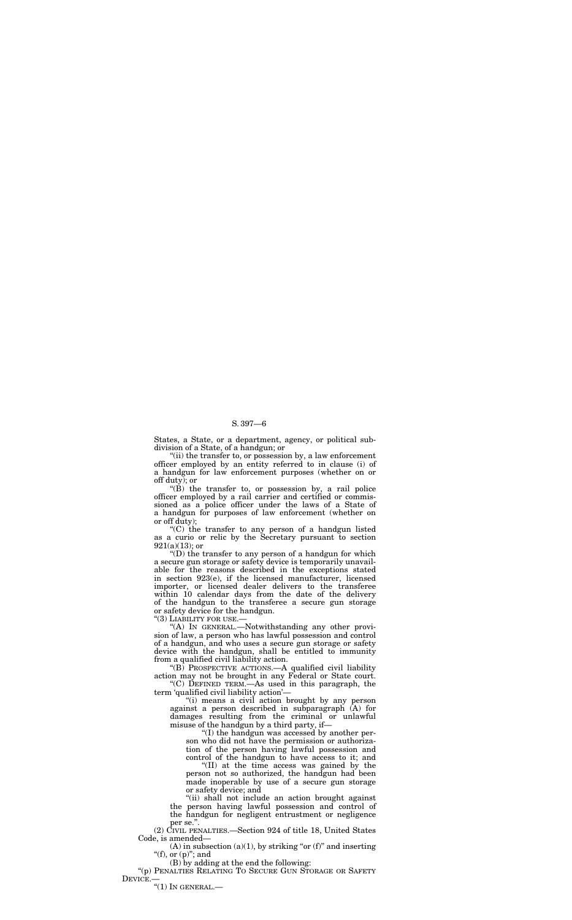States, a State, or a department, agency, or political subdivision of a State, of a handgun; or

"(ii) the transfer to, or possession by, a law enforcement officer employed by an entity referred to in clause (i) of a handgun for law enforcement purposes (whether on or off duty); or

"(B) the transfer to, or possession by, a rail police officer employed by a rail carrier and certified or commissioned as a police officer under the laws of a State of a handgun for purposes of law enforcement (whether on or off duty);

"(C) the transfer to any person of a handgun listed as a curio or relic by the Secretary pursuant to section 921(a)(13); or

"(D) the transfer to any person of a handgun for which a secure gun storage or safety device is temporarily unavailable for the reasons described in the exceptions stated in section 923(e), if the licensed manufacturer, licensed importer, or licensed dealer delivers to the transferee within 10 calendar days from the date of the delivery of the handgun to the transferee a secure gun storage or safety device for the handgun.

"(3) LIABILITY FOR USE.—

"(A) IN GENERAL.—Notwithstanding any other provision of law, a person who has lawful possession and control of a handgun, and who uses a secure gun storage or safety device with the handgun, shall be entitled to immunity from a qualified civil liability action.

"(B) PROSPECTIVE ACTIONS.—A qualified civil liability action may not be brought in any Federal or State court.

"(C) DEFINED TERM.—As used in this paragraph, the term 'qualified civil liability action'—

"(i) means a civil action brought by any person against a person described in subparagraph (A) for damages resulting from the criminal or unlawful misuse of the handgun by a third party, if—

"(I) the handgun was accessed by another person who did not have the permission or authorization of the person having lawful possession and control of the handgun to have access to it; and

"(II) at the time access was gained by the person not so authorized, the handgun had been made inoperable by use of a secure gun storage or safety device; and

"(ii) shall not include an action brought against the person having lawful possession and control of the handgun for negligent entrustment or negligence per se.".

(2) CIVIL PENALTIES.—Section 924 of title 18, United States Code, is amended—

(A) in subsection (a)(1), by striking "or (f)" and inserting "(f), or (p)"; and

(B) by adding at the end the following:

"(p) PENALTIES RELATING TO SECURE GUN STORAGE OR SAFETY DEVICE.—

"(1) IN GENERAL.—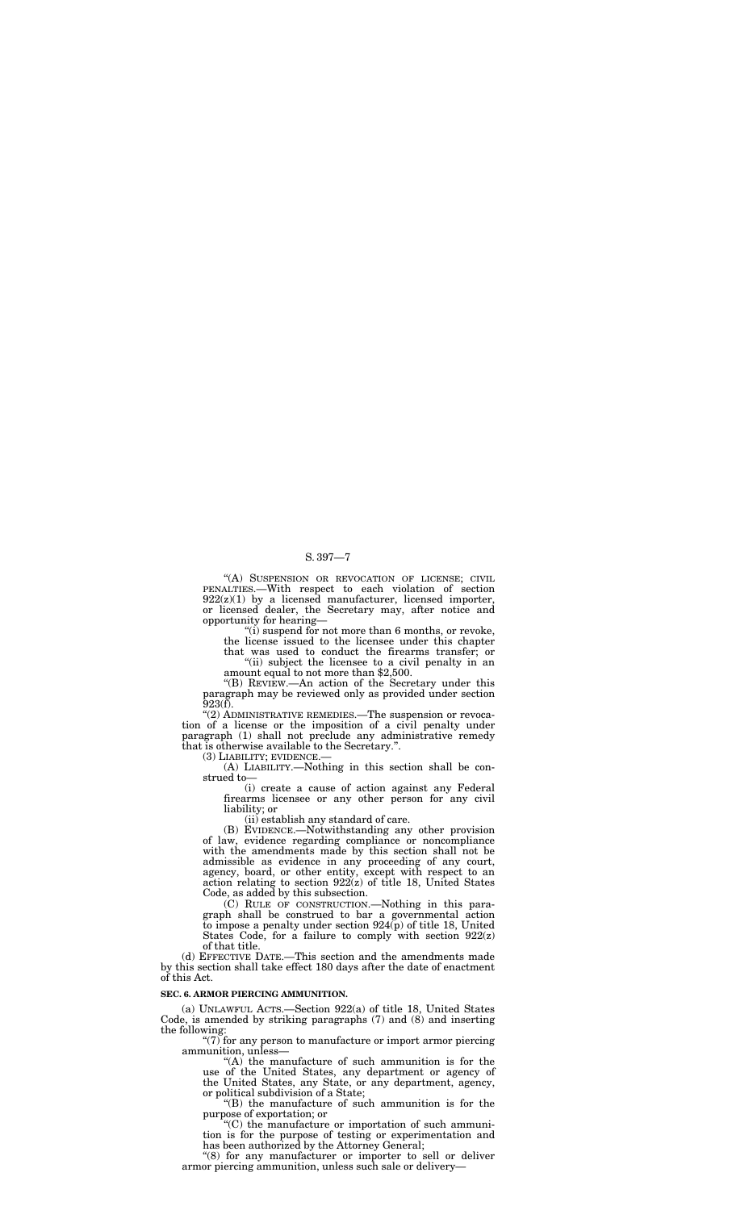"(A) SUSPENSION OR REVOCATION OF LICENSE; CIVIL PENALTIES.—With respect to each violation of section 922(z)(1) by a licensed manufacturer, licensed importer, or licensed dealer, the Secretary may, after notice and opportunity for hearing—

"(i) suspend for not more than 6 months, or revoke, the license issued to the licensee under this chapter that was used to conduct the firearms transfer; or

"(ii) subject the licensee to a civil penalty in an amount equal to not more than $2,500.

"(B) REVIEW.—An action of the Secretary under this paragraph may be reviewed only as provided under section 923(f).

"(2) ADMINISTRATIVE REMEDIES.—The suspension or revocation of a license or the imposition of a civil penalty under paragraph (1) shall not preclude any administrative remedy that is otherwise available to the Secretary.".

(3) LIABILITY; EVIDENCE.—

(A) LIABILITY.—Nothing in this section shall be construed to—

(i) create a cause of action against any Federal firearms licensee or any other person for any civil liability; or

(ii) establish any standard of care.

(B) EVIDENCE.—Notwithstanding any other provision of law, evidence regarding compliance or noncompliance with the amendments made by this section shall not be admissible as evidence in any proceeding of any court, agency, board, or other entity, except with respect to an action relating to section 922(z) of title 18, United States Code, as added by this subsection.

(C) RULE OF CONSTRUCTION.—Nothing in this paragraph shall be construed to bar a governmental action to impose a penalty under section 924(p) of title 18, United States Code, for a failure to comply with section 922(z) of that title.

(d) EFFECTIVE DATE.—This section and the amendments made by this section shall take effect 180 days after the date of enactment of this Act.

## SEC. 6. ARMOR PIERCING AMMUNITION.

(a) UNLAWFUL ACTS.—Section 922(a) of title 18, United States Code, is amended by striking paragraphs (7) and (8) and inserting the following:

"(7) for any person to manufacture or import armor piercing ammunition, unless—

"(A) the manufacture of such ammunition is for the use of the United States, any department or agency of the United States, any State, or any department, agency, or political subdivision of a State;

"(B) the manufacture of such ammunition is for the purpose of exportation; or

"(C) the manufacture or importation of such ammunition is for the purpose of testing or experimentation and has been authorized by the Attorney General;

"(8) for any manufacturer or importer to sell or deliver armor piercing ammunition, unless such sale or delivery—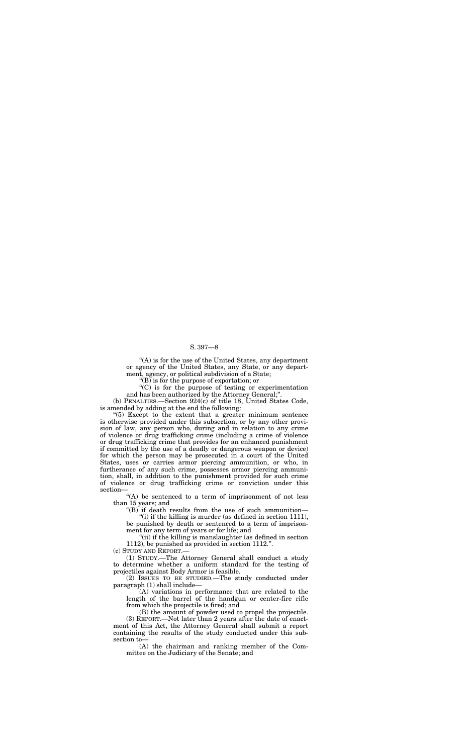"(A) is for the use of the United States, any department or agency of the United States, any State, or any department, agency, or political subdivision of a State;

"(B) is for the purpose of exportation; or

"(C) is for the purpose of testing or experimentation and has been authorized by the Attorney General;".

(b) PENALTIES.—Section 924(c) of title 18, United States Code, is amended by adding at the end the following:

"(5) Except to the extent that a greater minimum sentence is otherwise provided under this subsection, or by any other provision of law, any person who, during and in relation to any crime of violence or drug trafficking crime (including a crime of violence or drug trafficking crime that provides for an enhanced punishment if committed by the use of a deadly or dangerous weapon or device) for which the person may be prosecuted in a court of the United States, uses or carries armor piercing ammunition, or who, in furtherance of any such crime, possesses armor piercing ammunition, shall, in addition to the punishment provided for such crime of violence or drug trafficking crime or conviction under this section—

"(A) be sentenced to a term of imprisonment of not less than 15 years; and

"(B) if death results from the use of such ammunition—

"(i) if the killing is murder (as defined in section 1111), be punished by death or sentenced to a term of imprisonment for any term of years or for life; and

"(ii) if the killing is manslaughter (as defined in section 1112), be punished as provided in section 1112.".

(c) STUDY AND REPORT.—

(1) STUDY.—The Attorney General shall conduct a study to determine whether a uniform standard for the testing of projectiles against Body Armor is feasible.

(2) ISSUES TO BE STUDIED.—The study conducted under paragraph (1) shall include—

(A) variations in performance that are related to the length of the barrel of the handgun or center-fire rifle from which the projectile is fired; and

(B) the amount of powder used to propel the projectile.

(3) REPORT.—Not later than 2 years after the date of enactment of this Act, the Attorney General shall submit a report containing the results of the study conducted under this subsection to—

(A) the chairman and ranking member of the Committee on the Judiciary of the Senate; and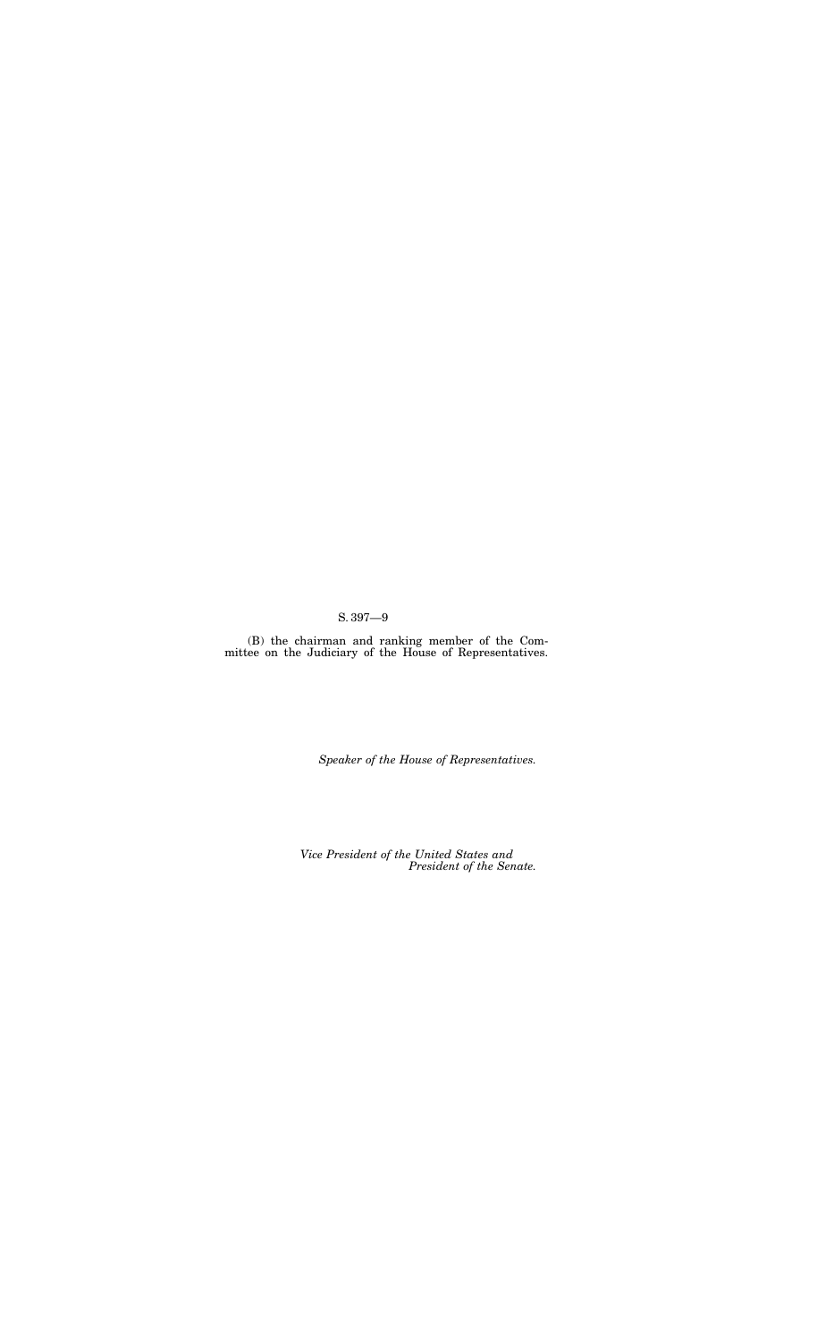(B) the chairman and ranking member of the Committee on the Judiciary of the House of Representatives.

*Speaker of the House of Representatives.*

*Vice President of the United States and President of the Senate.*